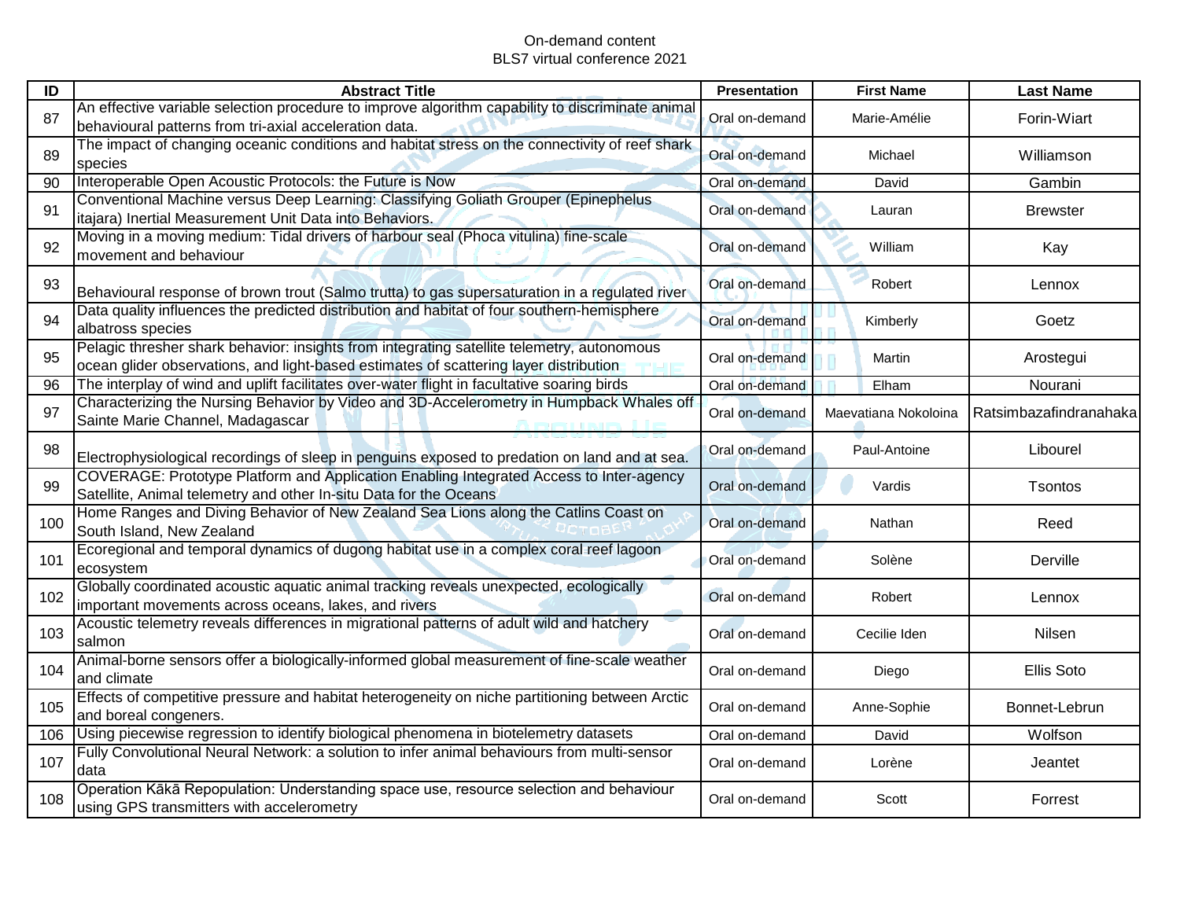On-demand content
BLS7 virtual conference 2021

| ID | Abstract Title | Presentation | First Name | Last Name |
|---|---|---|---|---|
| 87 | An effective variable selection procedure to improve algorithm capability to discriminate animal behavioural patterns from tri-axial acceleration data. | Oral on-demand | Marie-Amélie | Forin-Wiart |
| 89 | The impact of changing oceanic conditions and habitat stress on the connectivity of reef shark species | Oral on-demand | Michael | Williamson |
| 90 | Interoperable Open Acoustic Protocols: the Future is Now | Oral on-demand | David | Gambin |
| 91 | Conventional Machine versus Deep Learning: Classifying Goliath Grouper (Epinephelus itajara) Inertial Measurement Unit Data into Behaviors. | Oral on-demand | Lauran | Brewster |
| 92 | Moving in a moving medium: Tidal drivers of harbour seal (Phoca vitulina) fine-scale movement and behaviour | Oral on-demand | William | Kay |
| 93 | Behavioural response of brown trout (Salmo trutta) to gas supersaturation in a regulated river | Oral on-demand | Robert | Lennox |
| 94 | Data quality influences the predicted distribution and habitat of four southern-hemisphere albatross species | Oral on-demand | Kimberly | Goetz |
| 95 | Pelagic thresher shark behavior: insights from integrating satellite telemetry, autonomous ocean glider observations, and light-based estimates of scattering layer distribution | Oral on-demand | Martin | Arostegui |
| 96 | The interplay of wind and uplift facilitates over-water flight in facultative soaring birds | Oral on-demand | Elham | Nourani |
| 97 | Characterizing the Nursing Behavior by Video and 3D-Accelerometry in Humpback Whales off Sainte Marie Channel, Madagascar | Oral on-demand | Maevatiana Nokoloina | Ratsimbazafindranahaka |
| 98 | Electrophysiological recordings of sleep in penguins exposed to predation on land and at sea. | Oral on-demand | Paul-Antoine | Libourel |
| 99 | COVERAGE: Prototype Platform and Application Enabling Integrated Access to Inter-agency Satellite, Animal telemetry and other In-situ Data for the Oceans | Oral on-demand | Vardis | Tsontos |
| 100 | Home Ranges and Diving Behavior of New Zealand Sea Lions along the Catlins Coast on South Island, New Zealand | Oral on-demand | Nathan | Reed |
| 101 | Ecoregional and temporal dynamics of dugong habitat use in a complex coral reef lagoon ecosystem | Oral on-demand | Solène | Derville |
| 102 | Globally coordinated acoustic aquatic animal tracking reveals unexpected, ecologically important movements across oceans, lakes, and rivers | Oral on-demand | Robert | Lennox |
| 103 | Acoustic telemetry reveals differences in migrational patterns of adult wild and hatchery salmon | Oral on-demand | Cecilie Iden | Nilsen |
| 104 | Animal-borne sensors offer a biologically-informed global measurement of fine-scale weather and climate | Oral on-demand | Diego | Ellis Soto |
| 105 | Effects of competitive pressure and habitat heterogeneity on niche partitioning between Arctic and boreal congeners. | Oral on-demand | Anne-Sophie | Bonnet-Lebrun |
| 106 | Using piecewise regression to identify biological phenomena in biotelemetry datasets | Oral on-demand | David | Wolfson |
| 107 | Fully Convolutional Neural Network: a solution to infer animal behaviours from multi-sensor data | Oral on-demand | Lorène | Jeantet |
| 108 | Operation Kākā Repopulation: Understanding space use, resource selection and behaviour using GPS transmitters with accelerometry | Oral on-demand | Scott | Forrest |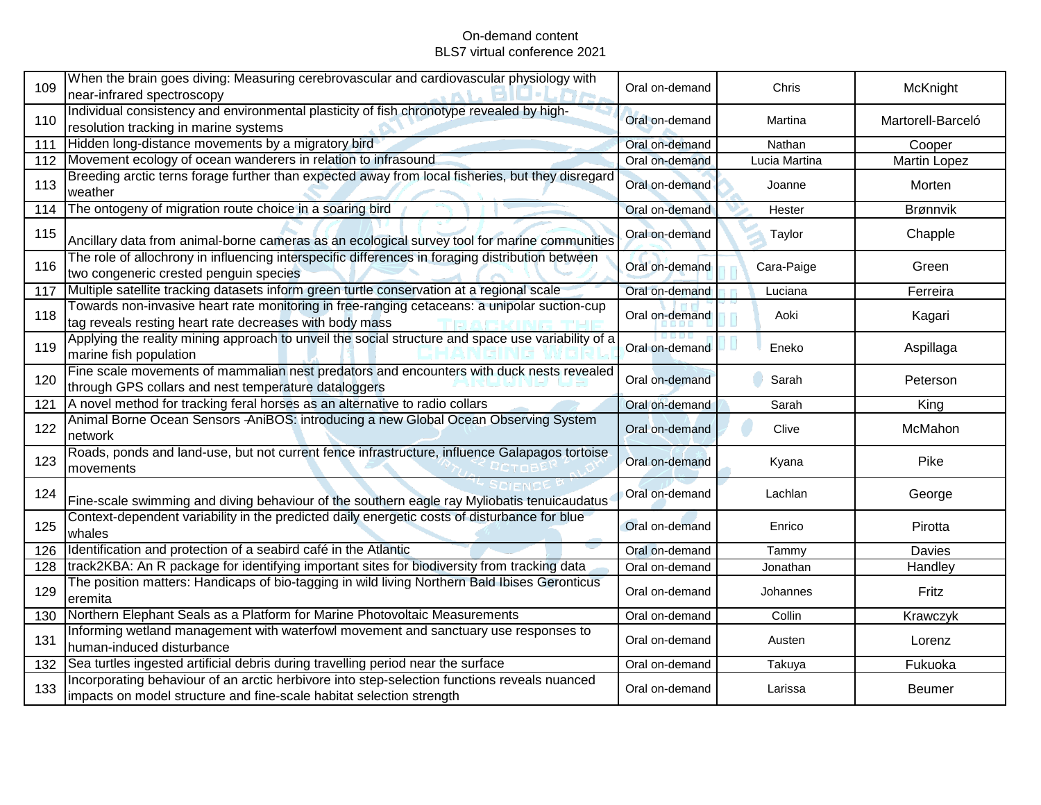On-demand content
BLS7 virtual conference 2021

| | | | | |
|---|---|---|---|---|
| 109 | When the brain goes diving: Measuring cerebrovascular and cardiovascular physiology with near-infrared spectroscopy | Oral on-demand | Chris | McKnight |
| 110 | Individual consistency and environmental plasticity of fish chronotype revealed by high-resolution tracking in marine systems | Oral on-demand | Martina | Martorell-Barceló |
| 111 | Hidden long-distance movements by a migratory bird | Oral on-demand | Nathan | Cooper |
| 112 | Movement ecology of ocean wanderers in relation to infrasound | Oral on-demand | Lucia Martina | Martin Lopez |
| 113 | Breeding arctic terns forage further than expected away from local fisheries, but they disregard weather | Oral on-demand | Joanne | Morten |
| 114 | The ontogeny of migration route choice in a soaring bird | Oral on-demand | Hester | Brønnvik |
| 115 | Ancillary data from animal-borne cameras as an ecological survey tool for marine communities | Oral on-demand | Taylor | Chapple |
| 116 | The role of allochrony in influencing interspecific differences in foraging distribution between two congeneric crested penguin species | Oral on-demand | Cara-Paige | Green |
| 117 | Multiple satellite tracking datasets inform green turtle conservation at a regional scale | Oral on-demand | Luciana | Ferreira |
| 118 | Towards non-invasive heart rate monitoring in free-ranging cetaceans: a unipolar suction-cup tag reveals resting heart rate decreases with body mass | Oral on-demand | Aoki | Kagari |
| 119 | Applying the reality mining approach to unveil the social structure and space use variability of a marine fish population | Oral on-demand | Eneko | Aspillaga |
| 120 | Fine scale movements of mammalian nest predators and encounters with duck nests revealed through GPS collars and nest temperature dataloggers | Oral on-demand | Sarah | Peterson |
| 121 | A novel method for tracking feral horses as an alternative to radio collars | Oral on-demand | Sarah | King |
| 122 | Animal Borne Ocean Sensors -AniBOS: introducing a new Global Ocean Observing System network | Oral on-demand | Clive | McMahon |
| 123 | Roads, ponds and land-use, but not current fence infrastructure, influence Galapagos tortoise movements | Oral on-demand | Kyana | Pike |
| 124 | Fine-scale swimming and diving behaviour of the southern eagle ray Myliobatis tenuicaudatus | Oral on-demand | Lachlan | George |
| 125 | Context-dependent variability in the predicted daily energetic costs of disturbance for blue whales | Oral on-demand | Enrico | Pirotta |
| 126 | Identification and protection of a seabird café in the Atlantic | Oral on-demand | Tammy | Davies |
| 128 | track2KBA: An R package for identifying important sites for biodiversity from tracking data | Oral on-demand | Jonathan | Handley |
| 129 | The position matters: Handicaps of bio-tagging in wild living Northern Bald Ibises Geronticus eremita | Oral on-demand | Johannes | Fritz |
| 130 | Northern Elephant Seals as a Platform for Marine Photovoltaic Measurements | Oral on-demand | Collin | Krawczyk |
| 131 | Informing wetland management with waterfowl movement and sanctuary use responses to human-induced disturbance | Oral on-demand | Austen | Lorenz |
| 132 | Sea turtles ingested artificial debris during travelling period near the surface | Oral on-demand | Takuya | Fukuoka |
| 133 | Incorporating behaviour of an arctic herbivore into step-selection functions reveals nuanced impacts on model structure and fine-scale habitat selection strength | Oral on-demand | Larissa | Beumer |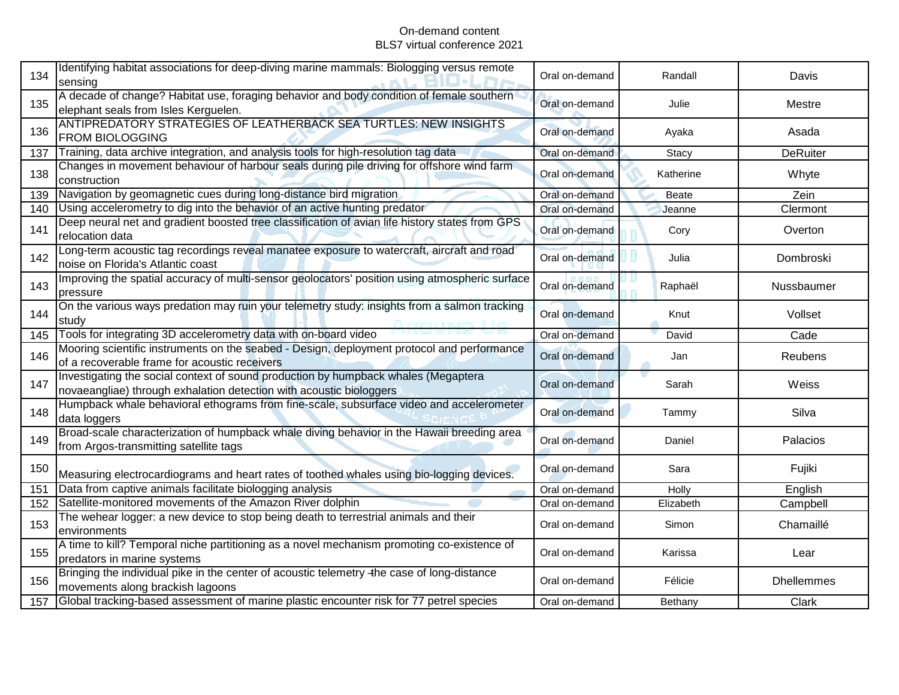On-demand content
BLS7 virtual conference 2021

| | | | | |
|---|---|---|---|---|
| 134 | Identifying habitat associations for deep-diving marine mammals: Biologging versus remote sensing | Oral on-demand | Randall | Davis |
| 135 | A decade of change? Habitat use, foraging behavior and body condition of female southern elephant seals from Isles Kerguelen. | Oral on-demand | Julie | Mestre |
| 136 | ANTIPREDATORY STRATEGIES OF LEATHERBACK SEA TURTLES: NEW INSIGHTS FROM BIOLOGGING | Oral on-demand | Ayaka | Asada |
| 137 | Training, data archive integration, and analysis tools for high-resolution tag data | Oral on-demand | Stacy | DeRuiter |
| 138 | Changes in movement behaviour of harbour seals during pile driving for offshore wind farm construction | Oral on-demand | Katherine | Whyte |
| 139 | Navigation by geomagnetic cues during long-distance bird migration | Oral on-demand | Beate | Zein |
| 140 | Using accelerometry to dig into the behavior of an active hunting predator | Oral on-demand | Jeanne | Clermont |
| 141 | Deep neural net and gradient boosted tree classification of avian life history states from GPS relocation data | Oral on-demand | Cory | Overton |
| 142 | Long-term acoustic tag recordings reveal manatee exposure to watercraft, aircraft and road noise on Florida's Atlantic coast | Oral on-demand | Julia | Dombroski |
| 143 | Improving the spatial accuracy of multi-sensor geolocators' position using atmospheric surface pressure | Oral on-demand | Raphaël | Nussbaumer |
| 144 | On the various ways predation may ruin your telemetry study: insights from a salmon tracking study | Oral on-demand | Knut | Vollset |
| 145 | Tools for integrating 3D accelerometry data with on-board video | Oral on-demand | David | Cade |
| 146 | Mooring scientific instruments on the seabed - Design, deployment protocol and performance of a recoverable frame for acoustic receivers | Oral on-demand | Jan | Reubens |
| 147 | Investigating the social context of sound production by humpback whales (Megaptera novaeangliae) through exhalation detection with acoustic biologgers | Oral on-demand | Sarah | Weiss |
| 148 | Humpback whale behavioral ethograms from fine-scale, subsurface video and accelerometer data loggers | Oral on-demand | Tammy | Silva |
| 149 | Broad-scale characterization of humpback whale diving behavior in the Hawaii breeding area from Argos-transmitting satellite tags | Oral on-demand | Daniel | Palacios |
| 150 | Measuring electrocardiograms and heart rates of toothed whales using bio-logging devices. | Oral on-demand | Sara | Fujiki |
| 151 | Data from captive animals facilitate biologging analysis | Oral on-demand | Holly | English |
| 152 | Satellite-monitored movements of the Amazon River dolphin | Oral on-demand | Elizabeth | Campbell |
| 153 | The wehear logger: a new device to stop being death to terrestrial animals and their environments | Oral on-demand | Simon | Chamaillé |
| 155 | A time to kill? Temporal niche partitioning as a novel mechanism promoting co-existence of predators in marine systems | Oral on-demand | Karissa | Lear |
| 156 | Bringing the individual pike in the center of acoustic telemetry -the case of long-distance movements along brackish lagoons | Oral on-demand | Félicie | Dhellemmes |
| 157 | Global tracking-based assessment of marine plastic encounter risk for 77 petrel species | Oral on-demand | Bethany | Clark |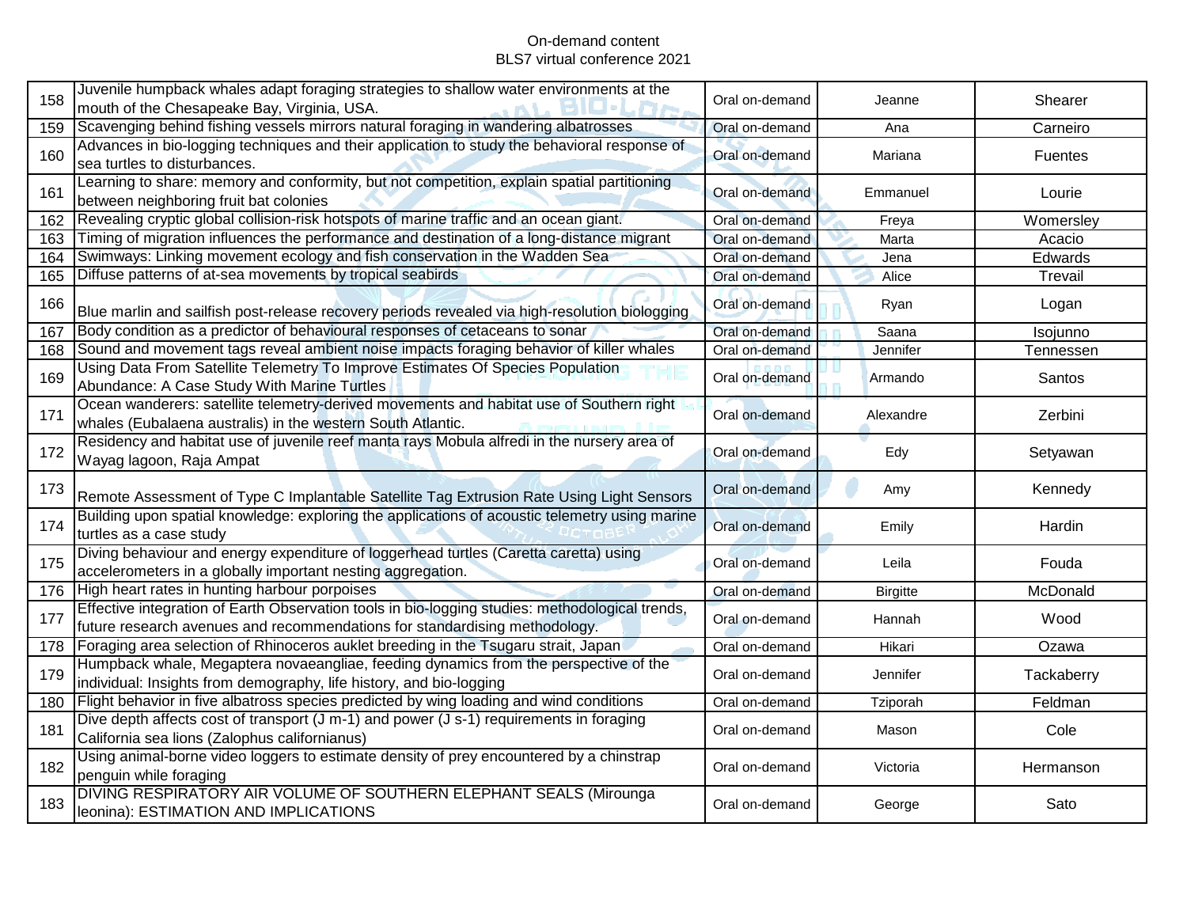On-demand content
BLS7 virtual conference 2021

| | | | | |
|---|---|---|---|---|
| 158 | Juvenile humpback whales adapt foraging strategies to shallow water environments at the mouth of the Chesapeake Bay, Virginia, USA. | Oral on-demand | Jeanne | Shearer |
| 159 | Scavenging behind fishing vessels mirrors natural foraging in wandering albatrosses | Oral on-demand | Ana | Carneiro |
| 160 | Advances in bio-logging techniques and their application to study the behavioral response of sea turtles to disturbances. | Oral on-demand | Mariana | Fuentes |
| 161 | Learning to share: memory and conformity, but not competition, explain spatial partitioning between neighboring fruit bat colonies | Oral on-demand | Emmanuel | Lourie |
| 162 | Revealing cryptic global collision-risk hotspots of marine traffic and an ocean giant. | Oral on-demand | Freya | Womersley |
| 163 | Timing of migration influences the performance and destination of a long-distance migrant | Oral on-demand | Marta | Acacio |
| 164 | Swimways: Linking movement ecology and fish conservation in the Wadden Sea | Oral on-demand | Jena | Edwards |
| 165 | Diffuse patterns of at-sea movements by tropical seabirds | Oral on-demand | Alice | Trevail |
| 166 | Blue marlin and sailfish post-release recovery periods revealed via high-resolution biologging | Oral on-demand | Ryan | Logan |
| 167 | Body condition as a predictor of behavioural responses of cetaceans to sonar | Oral on-demand | Saana | Isojunno |
| 168 | Sound and movement tags reveal ambient noise impacts foraging behavior of killer whales | Oral on-demand | Jennifer | Tennessen |
| 169 | Using Data From Satellite Telemetry To Improve Estimates Of Species Population Abundance: A Case Study With Marine Turtles | Oral on-demand | Armando | Santos |
| 171 | Ocean wanderers: satellite telemetry-derived movements and habitat use of Southern right whales (Eubalaena australis) in the western South Atlantic. | Oral on-demand | Alexandre | Zerbini |
| 172 | Residency and habitat use of juvenile reef manta rays Mobula alfredi in the nursery area of Wayag lagoon, Raja Ampat | Oral on-demand | Edy | Setyawan |
| 173 | Remote Assessment of Type C Implantable Satellite Tag Extrusion Rate Using Light Sensors | Oral on-demand | Amy | Kennedy |
| 174 | Building upon spatial knowledge: exploring the applications of acoustic telemetry using marine turtles as a case study | Oral on-demand | Emily | Hardin |
| 175 | Diving behaviour and energy expenditure of loggerhead turtles (Caretta caretta) using accelerometers in a globally important nesting aggregation. | Oral on-demand | Leila | Fouda |
| 176 | High heart rates in hunting harbour porpoises | Oral on-demand | Birgitte | McDonald |
| 177 | Effective integration of Earth Observation tools in bio-logging studies: methodological trends, future research avenues and recommendations for standardising methodology. | Oral on-demand | Hannah | Wood |
| 178 | Foraging area selection of Rhinoceros auklet breeding in the Tsugaru strait, Japan | Oral on-demand | Hikari | Ozawa |
| 179 | Humpback whale, Megaptera novaeangliae, feeding dynamics from the perspective of the individual: Insights from demography, life history, and bio-logging | Oral on-demand | Jennifer | Tackaberry |
| 180 | Flight behavior in five albatross species predicted by wing loading and wind conditions | Oral on-demand | Tziporah | Feldman |
| 181 | Dive depth affects cost of transport (J m-1) and power (J s-1) requirements in foraging California sea lions (Zalophus californianus) | Oral on-demand | Mason | Cole |
| 182 | Using animal-borne video loggers to estimate density of prey encountered by a chinstrap penguin while foraging | Oral on-demand | Victoria | Hermanson |
| 183 | DIVING RESPIRATORY AIR VOLUME OF SOUTHERN ELEPHANT SEALS (Mirounga leonina): ESTIMATION AND IMPLICATIONS | Oral on-demand | George | Sato |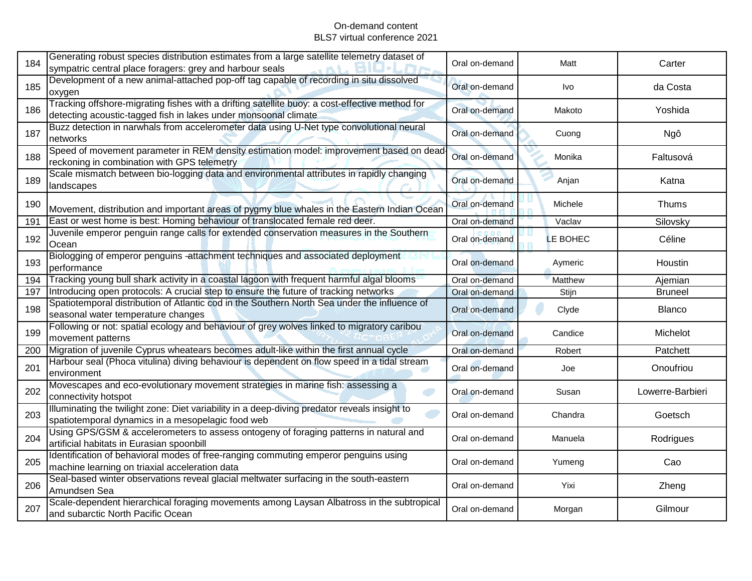On-demand content
BLS7 virtual conference 2021

| | | | | |
|---|---|---|---|---|
| 184 | Generating robust species distribution estimates from a large satellite telemetry dataset of sympatric central place foragers: grey and harbour seals | Oral on-demand | Matt | Carter |
| 185 | Development of a new animal-attached pop-off tag capable of recording in situ dissolved oxygen | Oral on-demand | Ivo | da Costa |
| 186 | Tracking offshore-migrating fishes with a drifting satellite buoy: a cost-effective method for detecting acoustic-tagged fish in lakes under monsoonal climate | Oral on-demand | Makoto | Yoshida |
| 187 | Buzz detection in narwhals from accelerometer data using U-Net type convolutional neural networks | Oral on-demand | Cuong | Ngô |
| 188 | Speed of movement parameter in REM density estimation model: improvement based on dead-reckoning in combination with GPS telemetry | Oral on-demand | Monika | Faltusová |
| 189 | Scale mismatch between bio-logging data and environmental attributes in rapidly changing landscapes | Oral on-demand | Anjan | Katna |
| 190 | Movement, distribution and important areas of pygmy blue whales in the Eastern Indian Ocean | Oral on-demand | Michele | Thums |
| 191 | East or west home is best: Homing behaviour of translocated female red deer. | Oral on-demand | Vaclav | Silovsky |
| 192 | Juvenile emperor penguin range calls for extended conservation measures in the Southern Ocean | Oral on-demand | LE BOHEC | Céline |
| 193 | Biologging of emperor penguins -attachment techniques and associated deployment performance | Oral on-demand | Aymeric | Houstin |
| 194 | Tracking young bull shark activity in a coastal lagoon with frequent harmful algal blooms | Oral on-demand | Matthew | Ajemian |
| 197 | Introducing open protocols: A crucial step to ensure the future of tracking networks | Oral on-demand | Stijn | Bruneel |
| 198 | Spatiotemporal distribution of Atlantic cod in the Southern North Sea under the influence of seasonal water temperature changes | Oral on-demand | Clyde | Blanco |
| 199 | Following or not: spatial ecology and behaviour of grey wolves linked to migratory caribou movement patterns | Oral on-demand | Candice | Michelot |
| 200 | Migration of juvenile Cyprus wheatears becomes adult-like within the first annual cycle | Oral on-demand | Robert | Patchett |
| 201 | Harbour seal (Phoca vitulina) diving behaviour is dependent on flow speed in a tidal stream environment | Oral on-demand | Joe | Onoufriou |
| 202 | Movescapes and eco-evolutionary movement strategies in marine fish: assessing a connectivity hotspot | Oral on-demand | Susan | Lowerre-Barbieri |
| 203 | Illuminating the twilight zone: Diet variability in a deep-diving predator reveals insight to spatiotemporal dynamics in a mesopelagic food web | Oral on-demand | Chandra | Goetsch |
| 204 | Using GPS/GSM & accelerometers to assess ontogeny of foraging patterns in natural and artificial habitats in Eurasian spoonbill | Oral on-demand | Manuela | Rodrigues |
| 205 | Identification of behavioral modes of free-ranging commuting emperor penguins using machine learning on triaxial acceleration data | Oral on-demand | Yumeng | Cao |
| 206 | Seal-based winter observations reveal glacial meltwater surfacing in the south-eastern Amundsen Sea | Oral on-demand | Yixi | Zheng |
| 207 | Scale-dependent hierarchical foraging movements among Laysan Albatross in the subtropical and subarctic North Pacific Ocean | Oral on-demand | Morgan | Gilmour |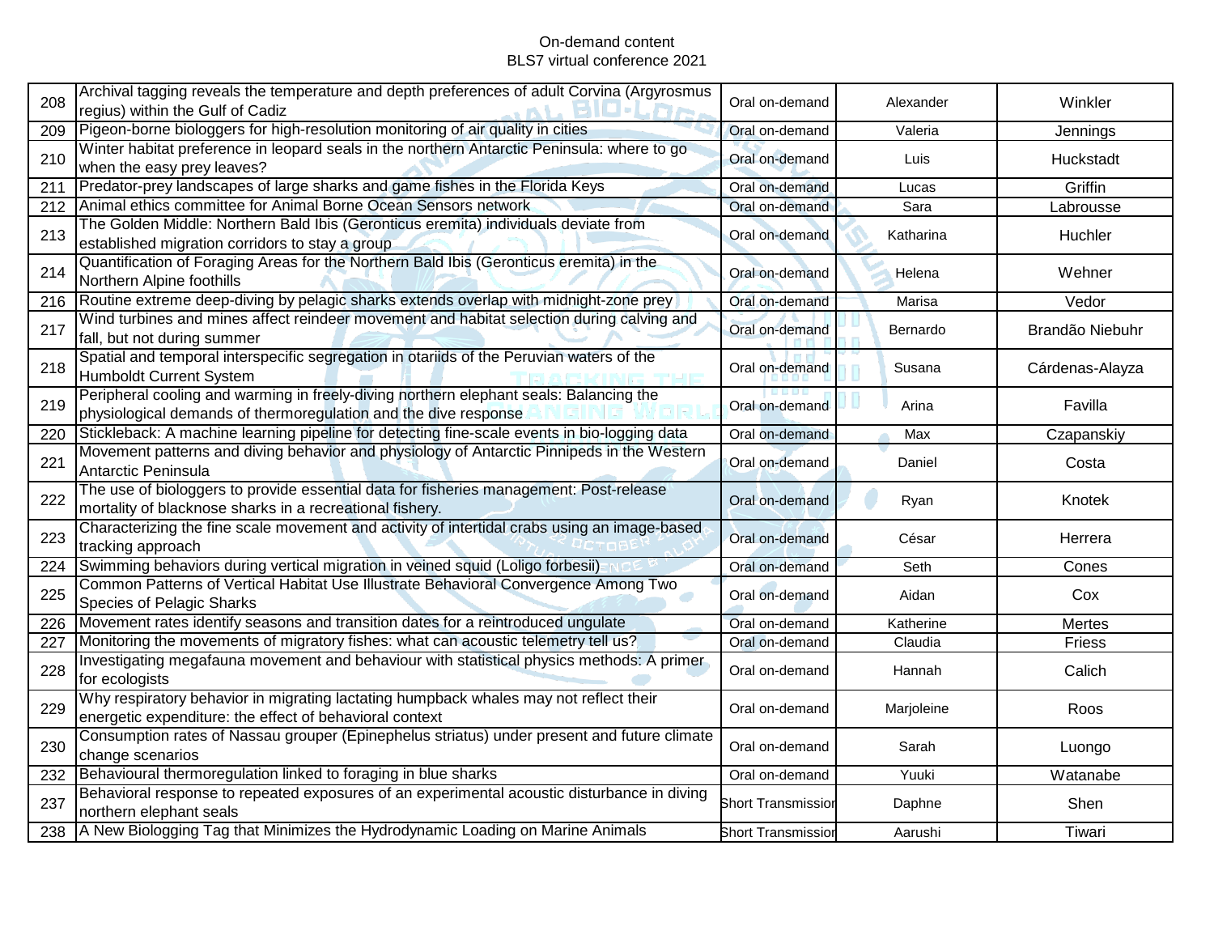On-demand content
BLS7 virtual conference 2021

| | | | | |
|---|---|---|---|---|
| 208 | Archival tagging reveals the temperature and depth preferences of adult Corvina (Argyrosmus regius) within the Gulf of Cadiz | Oral on-demand | Alexander | Winkler |
| 209 | Pigeon-borne biologgers for high-resolution monitoring of air quality in cities | Oral on-demand | Valeria | Jennings |
| 210 | Winter habitat preference in leopard seals in the northern Antarctic Peninsula: where to go when the easy prey leaves? | Oral on-demand | Luis | Huckstadt |
| 211 | Predator-prey landscapes of large sharks and game fishes in the Florida Keys | Oral on-demand | Lucas | Griffin |
| 212 | Animal ethics committee for Animal Borne Ocean Sensors network | Oral on-demand | Sara | Labrousse |
| 213 | The Golden Middle: Northern Bald Ibis (Geronticus eremita) individuals deviate from established migration corridors to stay a group | Oral on-demand | Katharina | Huchler |
| 214 | Quantification of Foraging Areas for the Northern Bald Ibis (Geronticus eremita) in the Northern Alpine foothills | Oral on-demand | Helena | Wehner |
| 216 | Routine extreme deep-diving by pelagic sharks extends overlap with midnight-zone prey | Oral on-demand | Marisa | Vedor |
| 217 | Wind turbines and mines affect reindeer movement and habitat selection during calving and fall, but not during summer | Oral on-demand | Bernardo | Brandão Niebuhr |
| 218 | Spatial and temporal interspecific segregation in otariids of the Peruvian waters of the Humboldt Current System | Oral on-demand | Susana | Cárdenas-Alayza |
| 219 | Peripheral cooling and warming in freely-diving northern elephant seals: Balancing the physiological demands of thermoregulation and the dive response | Oral on-demand | Arina | Favilla |
| 220 | Stickleback: A machine learning pipeline for detecting fine-scale events in bio-logging data | Oral on-demand | Max | Czapanskiy |
| 221 | Movement patterns and diving behavior and physiology of Antarctic Pinnipeds in the Western Antarctic Peninsula | Oral on-demand | Daniel | Costa |
| 222 | The use of biologgers to provide essential data for fisheries management: Post-release mortality of blacknose sharks in a recreational fishery. | Oral on-demand | Ryan | Knotek |
| 223 | Characterizing the fine scale movement and activity of intertidal crabs using an image-based tracking approach | Oral on-demand | César | Herrera |
| 224 | Swimming behaviors during vertical migration in veined squid (Loligo forbesii) | Oral on-demand | Seth | Cones |
| 225 | Common Patterns of Vertical Habitat Use Illustrate Behavioral Convergence Among Two Species of Pelagic Sharks | Oral on-demand | Aidan | Cox |
| 226 | Movement rates identify seasons and transition dates for a reintroduced ungulate | Oral on-demand | Katherine | Mertes |
| 227 | Monitoring the movements of migratory fishes: what can acoustic telemetry tell us? | Oral on-demand | Claudia | Friess |
| 228 | Investigating megafauna movement and behaviour with statistical physics methods: A primer for ecologists | Oral on-demand | Hannah | Calich |
| 229 | Why respiratory behavior in migrating lactating humpback whales may not reflect their energetic expenditure: the effect of behavioral context | Oral on-demand | Marjoleine | Roos |
| 230 | Consumption rates of Nassau grouper (Epinephelus striatus) under present and future climate change scenarios | Oral on-demand | Sarah | Luongo |
| 232 | Behavioural thermoregulation linked to foraging in blue sharks | Oral on-demand | Yuuki | Watanabe |
| 237 | Behavioral response to repeated exposures of an experimental acoustic disturbance in diving northern elephant seals | Short Transmission | Daphne | Shen |
| 238 | A New Biologging Tag that Minimizes the Hydrodynamic Loading on Marine Animals | Short Transmission | Aarushi | Tiwari |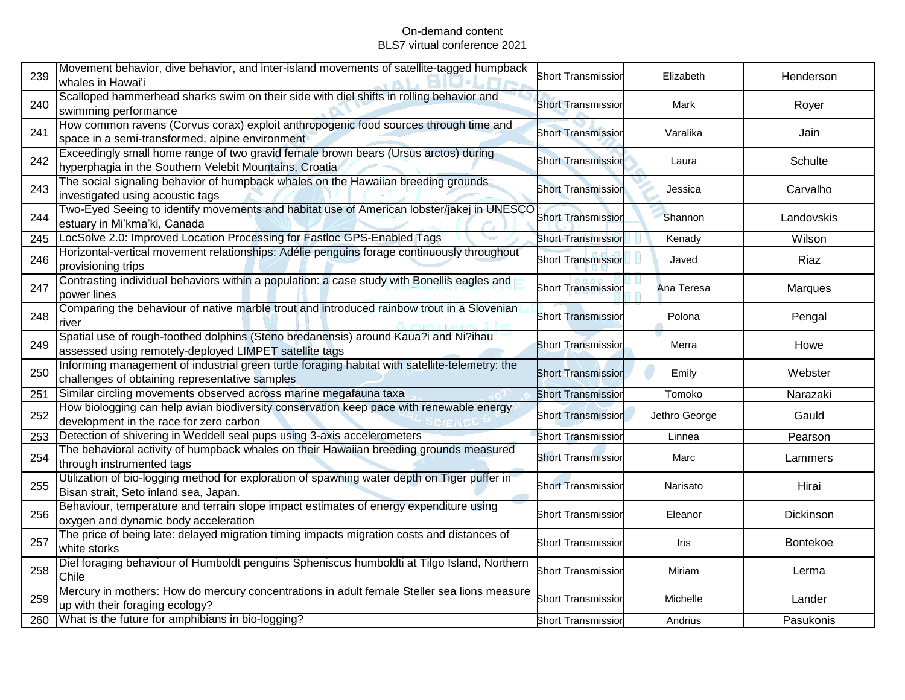On-demand content
BLS7 virtual conference 2021

| | | | | |
|---|---|---|---|---|
| 239 | Movement behavior, dive behavior, and inter-island movements of satellite-tagged humpback whales in Hawai'i | Short Transmission | Elizabeth | Henderson |
| 240 | Scalloped hammerhead sharks swim on their side with diel shifts in rolling behavior and swimming performance | Short Transmission | Mark | Royer |
| 241 | How common ravens (Corvus corax) exploit anthropogenic food sources through time and space in a semi-transformed, alpine environment | Short Transmission | Varalika | Jain |
| 242 | Exceedingly small home range of two gravid female brown bears (Ursus arctos) during hyperphagia in the Southern Velebit Mountains, Croatia | Short Transmission | Laura | Schulte |
| 243 | The social signaling behavior of humpback whales on the Hawaiian breeding grounds investigated using acoustic tags | Short Transmission | Jessica | Carvalho |
| 244 | Two-Eyed Seeing to identify movements and habitat use of American lobster/jakej in UNESCO estuary in Mi'kma'ki, Canada | Short Transmission | Shannon | Landovskis |
| 245 | LocSolve 2.0: Improved Location Processing for Fastloc GPS-Enabled Tags | Short Transmission | Kenady | Wilson |
| 246 | Horizontal-vertical movement relationships: Adélie penguins forage continuously throughout provisioning trips | Short Transmission | Javed | Riaz |
| 247 | Contrasting individual behaviors within a population: a case study with Bonelli's eagles and power lines | Short Transmission | Ana Teresa | Marques |
| 248 | Comparing the behaviour of native marble trout and introduced rainbow trout in a Slovenian river | Short Transmission | Polona | Pengal |
| 249 | Spatial use of rough-toothed dolphins (Steno bredanensis) around Kaua?i and Ni?ihau assessed using remotely-deployed LIMPET satellite tags | Short Transmission | Merra | Howe |
| 250 | Informing management of industrial green turtle foraging habitat with satellite-telemetry: the challenges of obtaining representative samples | Short Transmission | Emily | Webster |
| 251 | Similar circling movements observed across marine megafauna taxa | Short Transmission | Tomoko | Narazaki |
| 252 | How biologging can help avian biodiversity conservation keep pace with renewable energy development in the race for zero carbon | Short Transmission | Jethro George | Gauld |
| 253 | Detection of shivering in Weddell seal pups using 3-axis accelerometers | Short Transmission | Linnea | Pearson |
| 254 | The behavioral activity of humpback whales on their Hawaiian breeding grounds measured through instrumented tags | Short Transmission | Marc | Lammers |
| 255 | Utilization of bio-logging method for exploration of spawning water depth on Tiger puffer in Bisan strait, Seto inland sea, Japan. | Short Transmission | Narisato | Hirai |
| 256 | Behaviour, temperature and terrain slope impact estimates of energy expenditure using oxygen and dynamic body acceleration | Short Transmission | Eleanor | Dickinson |
| 257 | The price of being late: delayed migration timing impacts migration costs and distances of white storks | Short Transmission | Iris | Bontekoe |
| 258 | Diel foraging behaviour of Humboldt penguins Spheniscus humboldti at Tilgo Island, Northern Chile | Short Transmission | Miriam | Lerma |
| 259 | Mercury in mothers: How do mercury concentrations in adult female Steller sea lions measure up with their foraging ecology? | Short Transmission | Michelle | Lander |
| 260 | What is the future for amphibians in bio-logging? | Short Transmission | Andrius | Pasukonis |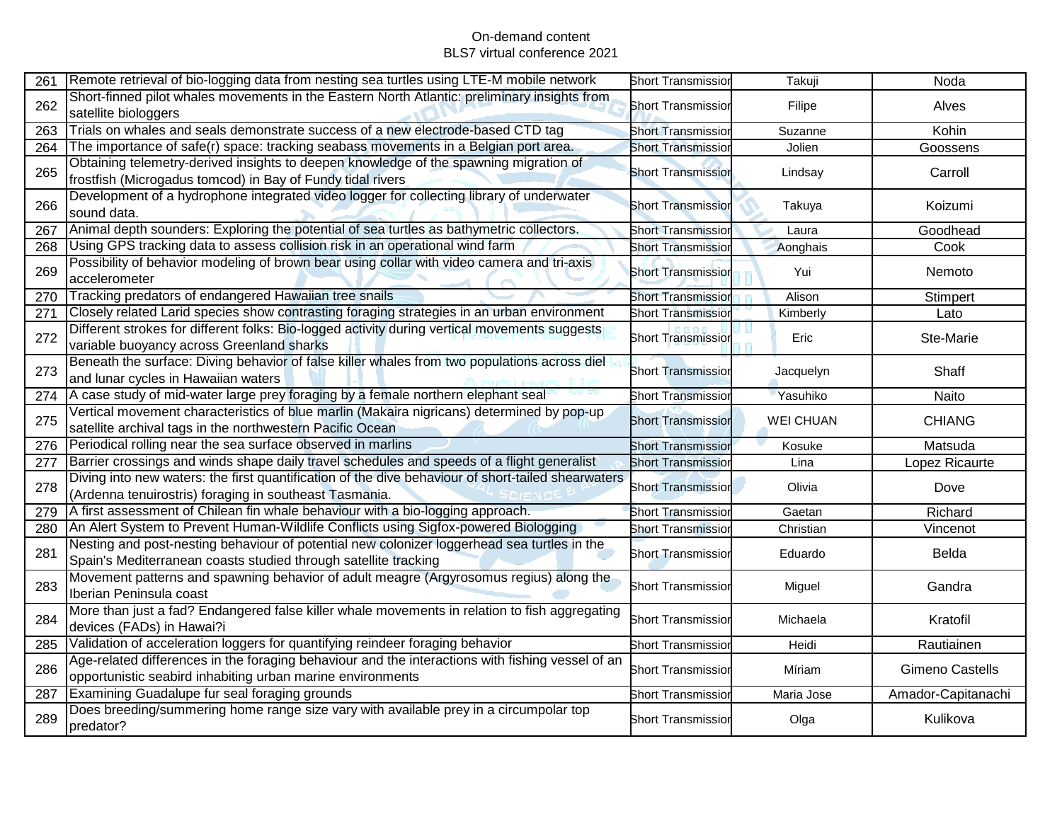On-demand content
BLS7 virtual conference 2021

| | | | | |
|---|---|---|---|---|
| 261 | Remote retrieval of bio-logging data from nesting sea turtles using LTE-M mobile network | Short Transmission | Takuji | Noda |
| 262 | Short-finned pilot whales movements in the Eastern North Atlantic: preliminary insights from satellite biologgers | Short Transmission | Filipe | Alves |
| 263 | Trials on whales and seals demonstrate success of a new electrode-based CTD tag | Short Transmission | Suzanne | Kohin |
| 264 | The importance of safe(r) space: tracking seabass movements in a Belgian port area. | Short Transmission | Jolien | Goossens |
| 265 | Obtaining telemetry-derived insights to deepen knowledge of the spawning migration of frostfish (Microgadus tomcod) in Bay of Fundy tidal rivers | Short Transmission | Lindsay | Carroll |
| 266 | Development of a hydrophone integrated video logger for collecting library of underwater sound data. | Short Transmission | Takuya | Koizumi |
| 267 | Animal depth sounders: Exploring the potential of sea turtles as bathymetric collectors. | Short Transmission | Laura | Goodhead |
| 268 | Using GPS tracking data to assess collision risk in an operational wind farm | Short Transmission | Aonghais | Cook |
| 269 | Possibility of behavior modeling of brown bear using collar with video camera and tri-axis accelerometer | Short Transmission | Yui | Nemoto |
| 270 | Tracking predators of endangered Hawaiian tree snails | Short Transmission | Alison | Stimpert |
| 271 | Closely related Larid species show contrasting foraging strategies in an urban environment | Short Transmission | Kimberly | Lato |
| 272 | Different strokes for different folks: Bio-logged activity during vertical movements suggests variable buoyancy across Greenland sharks | Short Transmission | Eric | Ste-Marie |
| 273 | Beneath the surface: Diving behavior of false killer whales from two populations across diel and lunar cycles in Hawaiian waters | Short Transmission | Jacquelyn | Shaff |
| 274 | A case study of mid-water large prey foraging by a female northern elephant seal | Short Transmission | Yasuhiko | Naito |
| 275 | Vertical movement characteristics of blue marlin (Makaira nigricans) determined by pop-up satellite archival tags in the northwestern Pacific Ocean | Short Transmission | WEI CHUAN | CHIANG |
| 276 | Periodical rolling near the sea surface observed in marlins | Short Transmission | Kosuke | Matsuda |
| 277 | Barrier crossings and winds shape daily travel schedules and speeds of a flight generalist | Short Transmission | Lina | Lopez Ricaurte |
| 278 | Diving into new waters: the first quantification of the dive behaviour of short-tailed shearwaters (Ardenna tenuirostris) foraging in southeast Tasmania. | Short Transmission | Olivia | Dove |
| 279 | A first assessment of Chilean fin whale behaviour with a bio-logging approach. | Short Transmission | Gaetan | Richard |
| 280 | An Alert System to Prevent Human-Wildlife Conflicts using Sigfox-powered Biologging | Short Transmission | Christian | Vincenot |
| 281 | Nesting and post-nesting behaviour of potential new colonizer loggerhead sea turtles in the Spain's Mediterranean coasts studied through satellite tracking | Short Transmission | Eduardo | Belda |
| 283 | Movement patterns and spawning behavior of adult meagre (Argyrosomus regius) along the Iberian Peninsula coast | Short Transmission | Miguel | Gandra |
| 284 | More than just a fad? Endangered false killer whale movements in relation to fish aggregating devices (FADs) in Hawai?i | Short Transmission | Michaela | Kratofil |
| 285 | Validation of acceleration loggers for quantifying reindeer foraging behavior | Short Transmission | Heidi | Rautiainen |
| 286 | Age-related differences in the foraging behaviour and the interactions with fishing vessel of an opportunistic seabird inhabiting urban marine environments | Short Transmission | Míriam | Gimeno Castells |
| 287 | Examining Guadalupe fur seal foraging grounds | Short Transmission | Maria Jose | Amador-Capitanachi |
| 289 | Does breeding/summering home range size vary with available prey in a circumpolar top predator? | Short Transmission | Olga | Kulikova |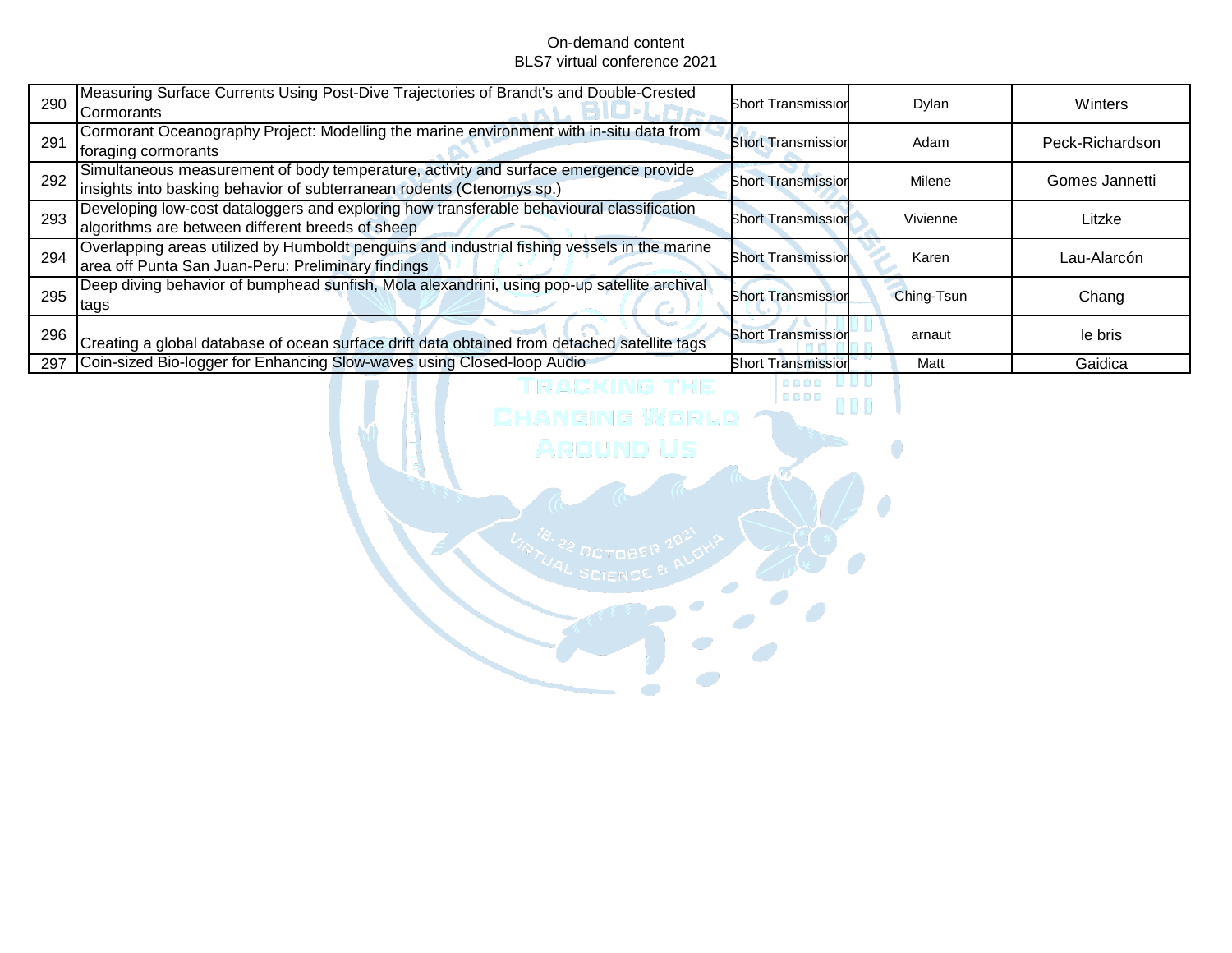On-demand content
BLS7 virtual conference 2021

| | | | | |
|---|---|---|---|---|
| 290 | Measuring Surface Currents Using Post-Dive Trajectories of Brandt's and Double-Crested Cormorants | Short Transmission | Dylan | Winters |
| 291 | Cormorant Oceanography Project: Modelling the marine environment with in-situ data from foraging cormorants | Short Transmission | Adam | Peck-Richardson |
| 292 | Simultaneous measurement of body temperature, activity and surface emergence provide insights into basking behavior of subterranean rodents (Ctenomys sp.) | Short Transmission | Milene | Gomes Jannetti |
| 293 | Developing low-cost dataloggers and exploring how transferable behavioural classification algorithms are between different breeds of sheep | Short Transmission | Vivienne | Litzke |
| 294 | Overlapping areas utilized by Humboldt penguins and industrial fishing vessels in the marine area off Punta San Juan-Peru: Preliminary findings | Short Transmission | Karen | Lau-Alarcón |
| 295 | Deep diving behavior of bumphead sunfish, Mola alexandrini, using pop-up satellite archival tags | Short Transmission | Ching-Tsun | Chang |
| 296 | Creating a global database of ocean surface drift data obtained from detached satellite tags | Short Transmission | arnaut | le bris |
| 297 | Coin-sized Bio-logger for Enhancing Slow-waves using Closed-loop Audio | Short Transmission | Matt | Gaidica |